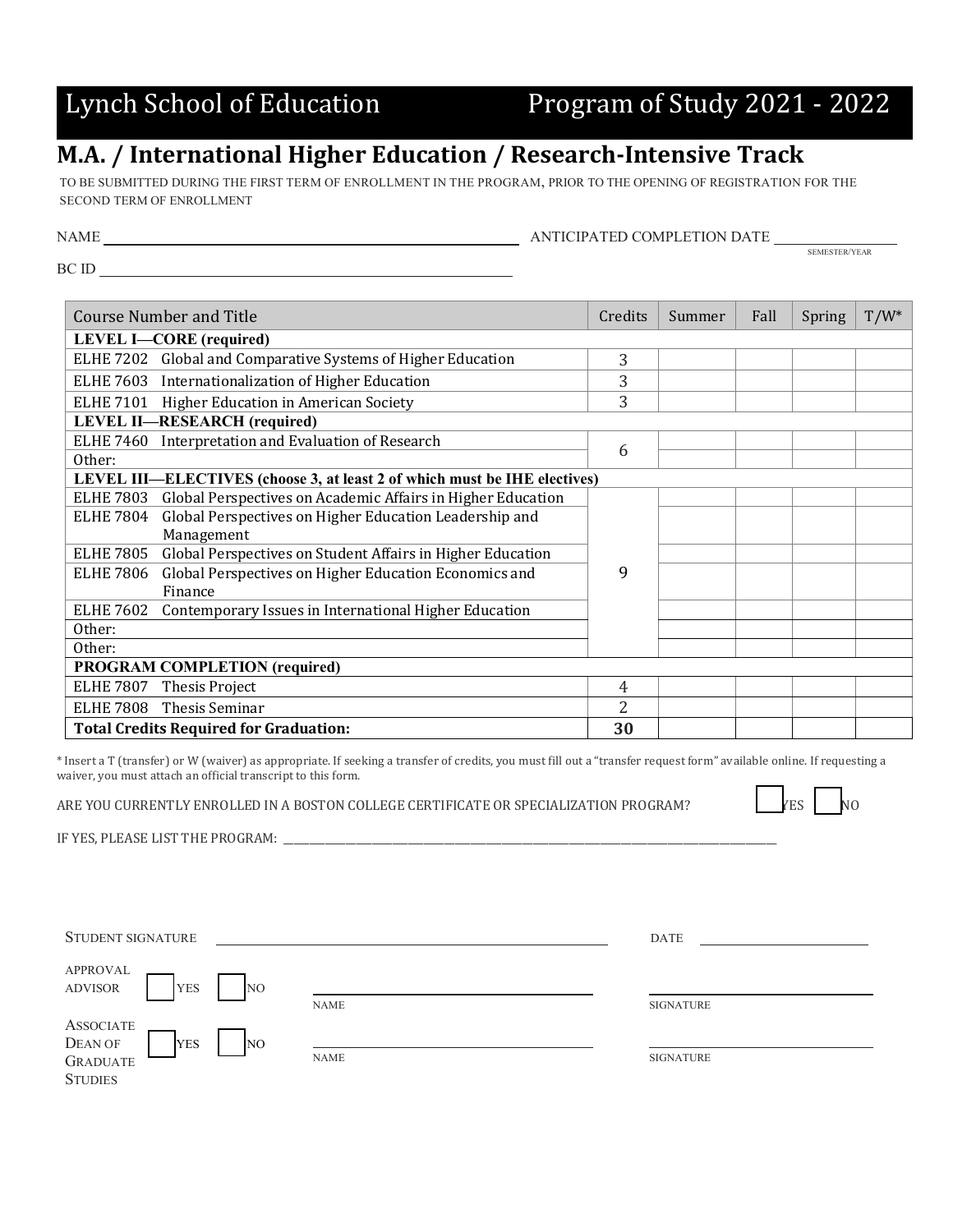# Lynch School of Education — Program of Study 2021 - 2022

## M.A. / International Higher Education / Research-Intensive Track

TO BE SUBMITTED DURING THE FIRST TERM OF ENROLLMENT IN THE PROGRAM, PRIOR TO THE OPENING OF REGISTRATION FOR THE SECOND TERM OF ENROLLMENT

NAME ______________________________ ANTICIPATED COMPLETION DATE ______________ (SEMESTER/YEAR)

BC ID ______________________________

| Course Number and Title | Credits | Summer | Fall | Spring | T/W* |
|---|---|---|---|---|---|
| **LEVEL I—CORE (required)** | | | | | |
| ELHE 7202 Global and Comparative Systems of Higher Education | 3 | | | | |
| ELHE 7603 Internationalization of Higher Education | 3 | | | | |
| ELHE 7101 Higher Education in American Society | 3 | | | | |
| **LEVEL II—RESEARCH (required)** | | | | | |
| ELHE 7460 Interpretation and Evaluation of Research | 6 | | | | |
| Other: | | | | | |
| **LEVEL III—ELECTIVES (choose 3, at least 2 of which must be IHE electives)** | | | | | |
| ELHE 7803 Global Perspectives on Academic Affairs in Higher Education | 9 | | | | |
| ELHE 7804 Global Perspectives on Higher Education Leadership and Management | | | | | |
| ELHE 7805 Global Perspectives on Student Affairs in Higher Education | | | | | |
| ELHE 7806 Global Perspectives on Higher Education Economics and Finance | | | | | |
| ELHE 7602 Contemporary Issues in International Higher Education | | | | | |
| Other: | | | | | |
| Other: | | | | | |
| **PROGRAM COMPLETION (required)** | | | | | |
| ELHE 7807 Thesis Project | 4 | | | | |
| ELHE 7808 Thesis Seminar | 2 | | | | |
| **Total Credits Required for Graduation:** | **30** | | | | |

* Insert a T (transfer) or W (waiver) as appropriate. If seeking a transfer of credits, you must fill out a "transfer request form" available online. If requesting a waiver, you must attach an official transcript to this form.

ARE YOU CURRENTLY ENROLLED IN A BOSTON COLLEGE CERTIFICATE OR SPECIALIZATION PROGRAM? ☐ YES ☐ NO

IF YES, PLEASE LIST THE PROGRAM: ______________________________

STUDENT SIGNATURE ______________________________ DATE ______________

APPROVAL ADVISOR ☐ YES ☐ NO ______________________ (NAME) ______________________ (SIGNATURE)

ASSOCIATE DEAN OF GRADUATE STUDIES ☐ YES ☐ NO ______________________ (NAME) ______________________ (SIGNATURE)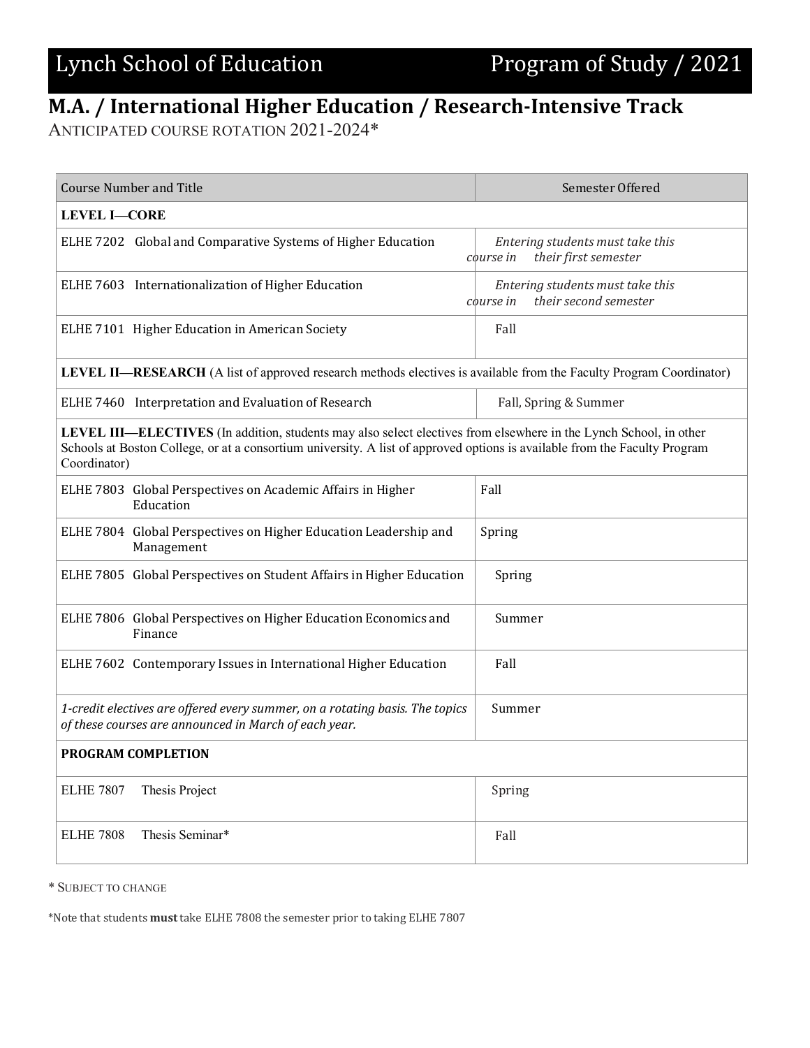Lynch School of Education — Program of Study / 2021

# M.A. / International Higher Education / Research-Intensive Track

ANTICIPATED COURSE ROTATION 2021-2024*

| Course Number and Title | Semester Offered |
|---|---|
| **LEVEL I—CORE** | |
| ELHE 7202 Global and Comparative Systems of Higher Education | *Entering students must take this course in their first semester* |
| ELHE 7603 Internationalization of Higher Education | *Entering students must take this course in their second semester* |
| ELHE 7101 Higher Education in American Society | Fall |
| **LEVEL II—RESEARCH** (A list of approved research methods electives is available from the Faculty Program Coordinator) | |
| ELHE 7460 Interpretation and Evaluation of Research | Fall, Spring & Summer |
| **LEVEL III—ELECTIVES** (In addition, students may also select electives from elsewhere in the Lynch School, in other Schools at Boston College, or at a consortium university. A list of approved options is available from the Faculty Program Coordinator) | |
| ELHE 7803 Global Perspectives on Academic Affairs in Higher Education | Fall |
| ELHE 7804 Global Perspectives on Higher Education Leadership and Management | Spring |
| ELHE 7805 Global Perspectives on Student Affairs in Higher Education | Spring |
| ELHE 7806 Global Perspectives on Higher Education Economics and Finance | Summer |
| ELHE 7602 Contemporary Issues in International Higher Education | Fall |
| *1-credit electives are offered every summer, on a rotating basis. The topics of these courses are announced in March of each year.* | Summer |
| **PROGRAM COMPLETION** | |
| ELHE 7807 Thesis Project | Spring |
| ELHE 7808 Thesis Seminar* | Fall |

\* SUBJECT TO CHANGE

*Note that students **must** take ELHE 7808 the semester prior to taking ELHE 7807